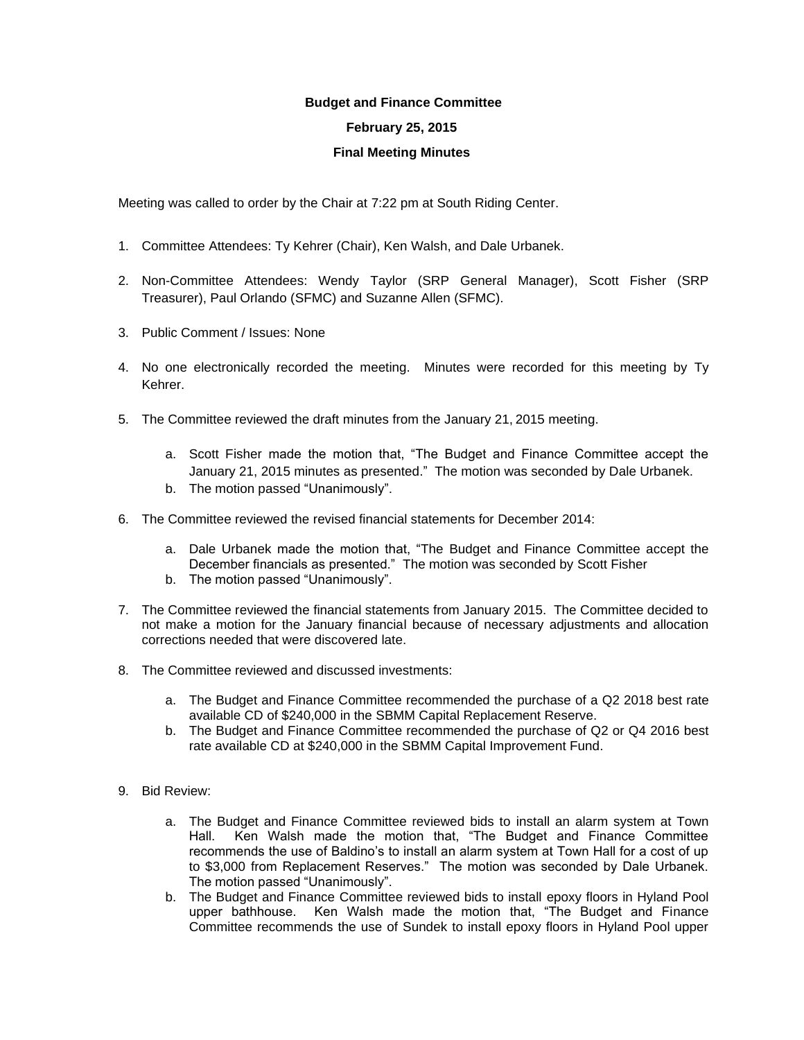**Budget and Finance Committee**

**February 25, 2015**

**Final Meeting Minutes**

Meeting was called to order by the Chair at 7:22 pm at South Riding Center.

1. Committee Attendees: Ty Kehrer (Chair), Ken Walsh, and Dale Urbanek.

2. Non-Committee Attendees: Wendy Taylor (SRP General Manager), Scott Fisher (SRP Treasurer), Paul Orlando (SFMC) and Suzanne Allen (SFMC).

3. Public Comment / Issues: None

4. No one electronically recorded the meeting. Minutes were recorded for this meeting by Ty Kehrer.

5. The Committee reviewed the draft minutes from the January 21, 2015 meeting.

   a. Scott Fisher made the motion that, "The Budget and Finance Committee accept the January 21, 2015 minutes as presented." The motion was seconded by Dale Urbanek.
   b. The motion passed "Unanimously".

6. The Committee reviewed the revised financial statements for December 2014:

   a. Dale Urbanek made the motion that, "The Budget and Finance Committee accept the December financials as presented." The motion was seconded by Scott Fisher
   b. The motion passed "Unanimously".

7. The Committee reviewed the financial statements from January 2015. The Committee decided to not make a motion for the January financial because of necessary adjustments and allocation corrections needed that were discovered late.

8. The Committee reviewed and discussed investments:

   a. The Budget and Finance Committee recommended the purchase of a Q2 2018 best rate available CD of $240,000 in the SBMM Capital Replacement Reserve.
   b. The Budget and Finance Committee recommended the purchase of Q2 or Q4 2016 best rate available CD at $240,000 in the SBMM Capital Improvement Fund.

9. Bid Review:

   a. The Budget and Finance Committee reviewed bids to install an alarm system at Town Hall. Ken Walsh made the motion that, "The Budget and Finance Committee recommends the use of Baldino's to install an alarm system at Town Hall for a cost of up to $3,000 from Replacement Reserves." The motion was seconded by Dale Urbanek. The motion passed "Unanimously".
   b. The Budget and Finance Committee reviewed bids to install epoxy floors in Hyland Pool upper bathhouse. Ken Walsh made the motion that, "The Budget and Finance Committee recommends the use of Sundek to install epoxy floors in Hyland Pool upper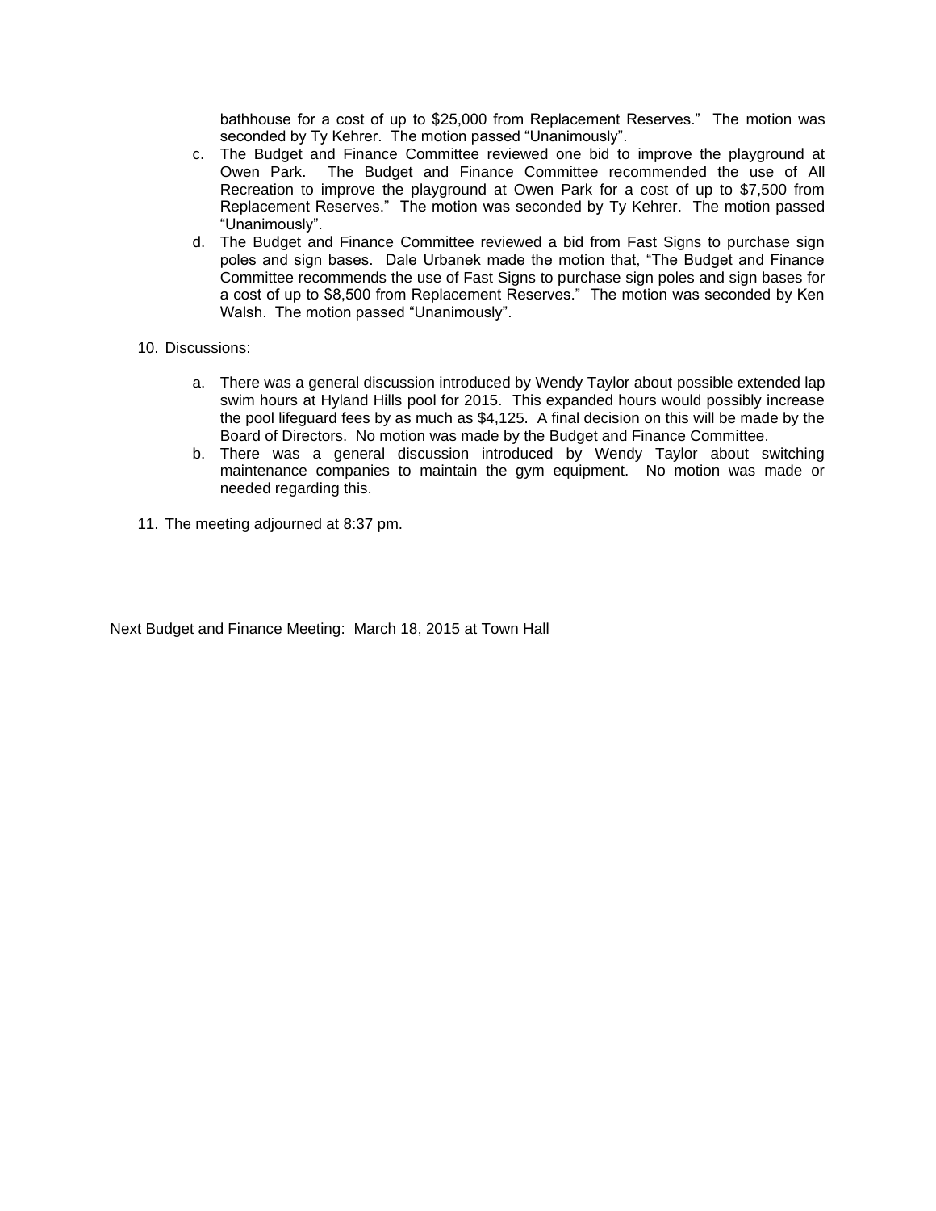bathhouse for a cost of up to $25,000 from Replacement Reserves." The motion was seconded by Ty Kehrer. The motion passed "Unanimously".

c. The Budget and Finance Committee reviewed one bid to improve the playground at Owen Park. The Budget and Finance Committee recommended the use of All Recreation to improve the playground at Owen Park for a cost of up to $7,500 from Replacement Reserves." The motion was seconded by Ty Kehrer. The motion passed "Unanimously".

d. The Budget and Finance Committee reviewed a bid from Fast Signs to purchase sign poles and sign bases. Dale Urbanek made the motion that, "The Budget and Finance Committee recommends the use of Fast Signs to purchase sign poles and sign bases for a cost of up to $8,500 from Replacement Reserves." The motion was seconded by Ken Walsh. The motion passed "Unanimously".

10. Discussions:

    a. There was a general discussion introduced by Wendy Taylor about possible extended lap swim hours at Hyland Hills pool for 2015. This expanded hours would possibly increase the pool lifeguard fees by as much as $4,125. A final decision on this will be made by the Board of Directors. No motion was made by the Budget and Finance Committee.

    b. There was a general discussion introduced by Wendy Taylor about switching maintenance companies to maintain the gym equipment. No motion was made or needed regarding this.

11. The meeting adjourned at 8:37 pm.

Next Budget and Finance Meeting: March 18, 2015 at Town Hall